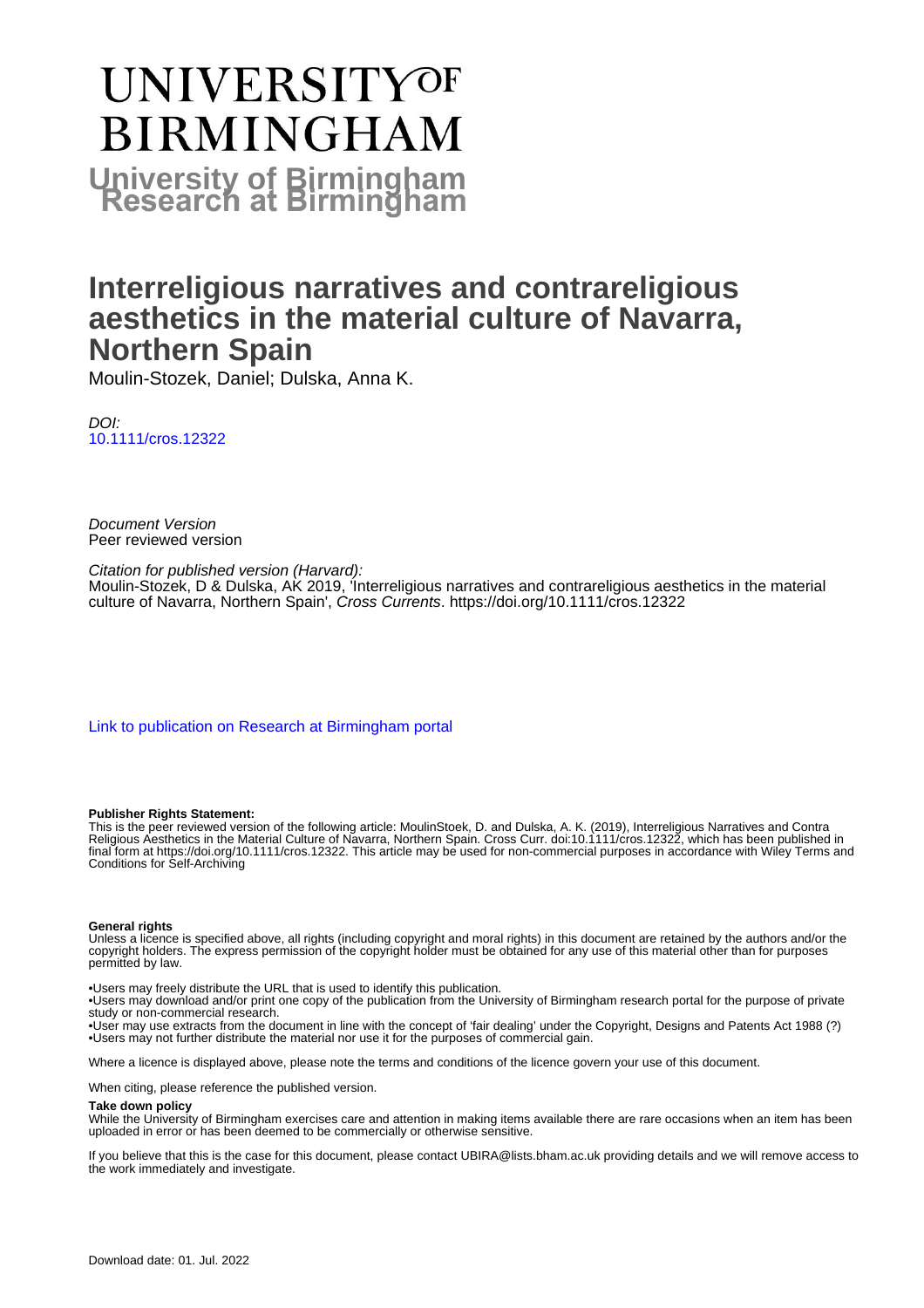# UNIVERSITY OF BIRMINGHAM

**University of Birmingham Research at Birmingham**

# Interreligious narratives and contrareligious aesthetics in the material culture of Navarra, Northern Spain

Moulin-Stozek, Daniel; Dulska, Anna K.

*DOI:*
[10.1111/cros.12322](https://doi.org/10.1111/cros.12322)

*Document Version*
Peer reviewed version

*Citation for published version (Harvard):*
Moulin-Stozek, D & Dulska, AK 2019, 'Interreligious narratives and contrareligious aesthetics in the material culture of Navarra, Northern Spain', *Cross Currents*. https://doi.org/10.1111/cros.12322

[Link to publication on Research at Birmingham portal](#)

**Publisher Rights Statement:**
This is the peer reviewed version of the following article: MoulinStoek, D. and Dulska, A. K. (2019), Interreligious Narratives and Contra Religious Aesthetics in the Material Culture of Navarra, Northern Spain. Cross Curr. doi:10.1111/cros.12322, which has been published in final form at https://doi.org/10.1111/cros.12322. This article may be used for non-commercial purposes in accordance with Wiley Terms and Conditions for Self-Archiving

**General rights**
Unless a licence is specified above, all rights (including copyright and moral rights) in this document are retained by the authors and/or the copyright holders. The express permission of the copyright holder must be obtained for any use of this material other than for purposes permitted by law.

•Users may freely distribute the URL that is used to identify this publication.
•Users may download and/or print one copy of the publication from the University of Birmingham research portal for the purpose of private study or non-commercial research.
•User may use extracts from the document in line with the concept of 'fair dealing' under the Copyright, Designs and Patents Act 1988 (?)
•Users may not further distribute the material nor use it for the purposes of commercial gain.

Where a licence is displayed above, please note the terms and conditions of the licence govern your use of this document.

When citing, please reference the published version.

**Take down policy**
While the University of Birmingham exercises care and attention in making items available there are rare occasions when an item has been uploaded in error or has been deemed to be commercially or otherwise sensitive.

If you believe that this is the case for this document, please contact UBIRA@lists.bham.ac.uk providing details and we will remove access to the work immediately and investigate.

Download date: 01. Jul. 2022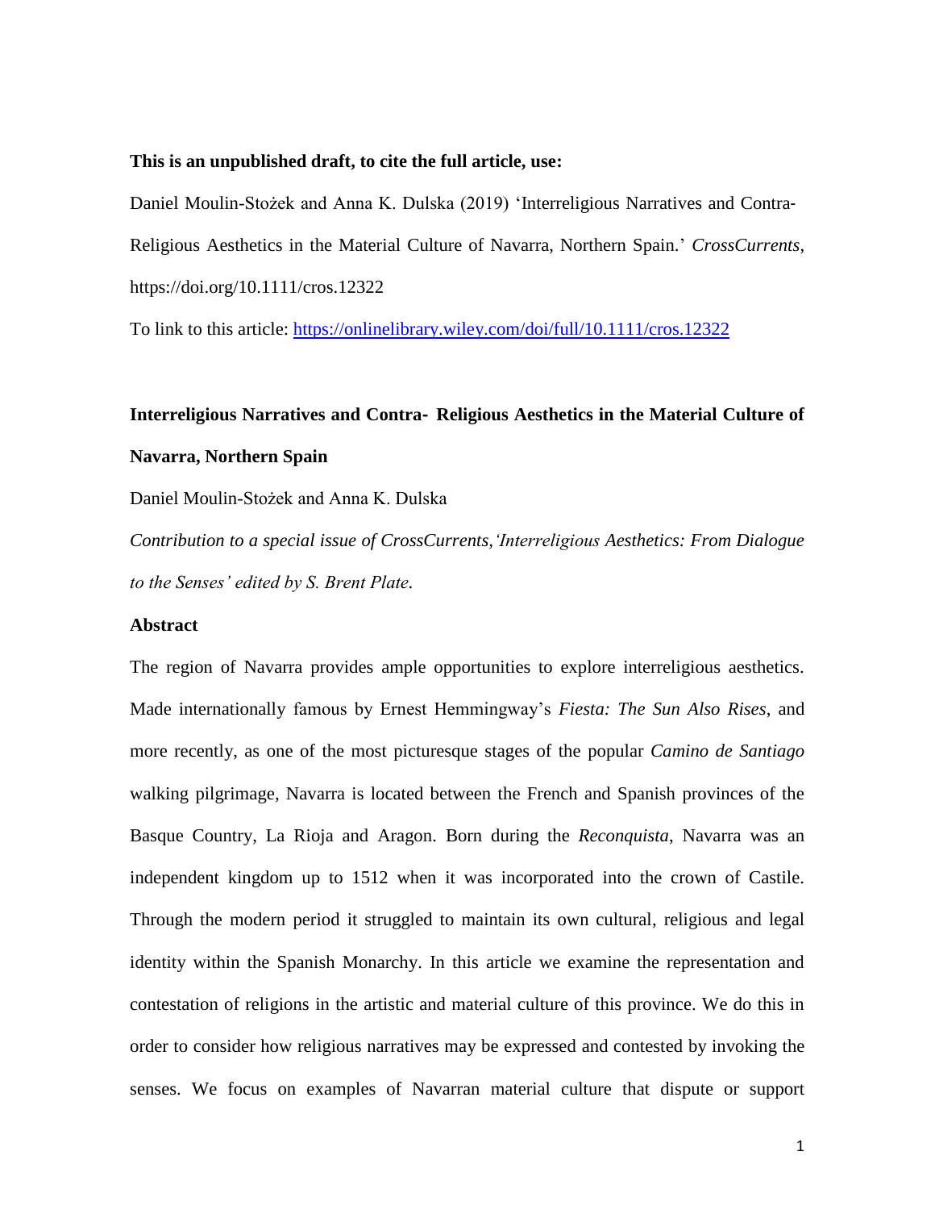**This is an unpublished draft, to cite the full article, use:**

Daniel Moulin-Stożek and Anna K. Dulska (2019) 'Interreligious Narratives and Contra-Religious Aesthetics in the Material Culture of Navarra, Northern Spain.' *CrossCurrents*, https://doi.org/10.1111/cros.12322

To link to this article: https://onlinelibrary.wiley.com/doi/full/10.1111/cros.12322

# Interreligious Narratives and Contra- Religious Aesthetics in the Material Culture of Navarra, Northern Spain

Daniel Moulin-Stożek and Anna K. Dulska

*Contribution to a special issue of CrossCurrents, 'Interreligious Aesthetics: From Dialogue to the Senses' edited by S. Brent Plate.*

## Abstract

The region of Navarra provides ample opportunities to explore interreligious aesthetics. Made internationally famous by Ernest Hemmingway's *Fiesta: The Sun Also Rises*, and more recently, as one of the most picturesque stages of the popular *Camino de Santiago* walking pilgrimage, Navarra is located between the French and Spanish provinces of the Basque Country, La Rioja and Aragon. Born during the *Reconquista*, Navarra was an independent kingdom up to 1512 when it was incorporated into the crown of Castile. Through the modern period it struggled to maintain its own cultural, religious and legal identity within the Spanish Monarchy. In this article we examine the representation and contestation of religions in the artistic and material culture of this province. We do this in order to consider how religious narratives may be expressed and contested by invoking the senses. We focus on examples of Navarran material culture that dispute or support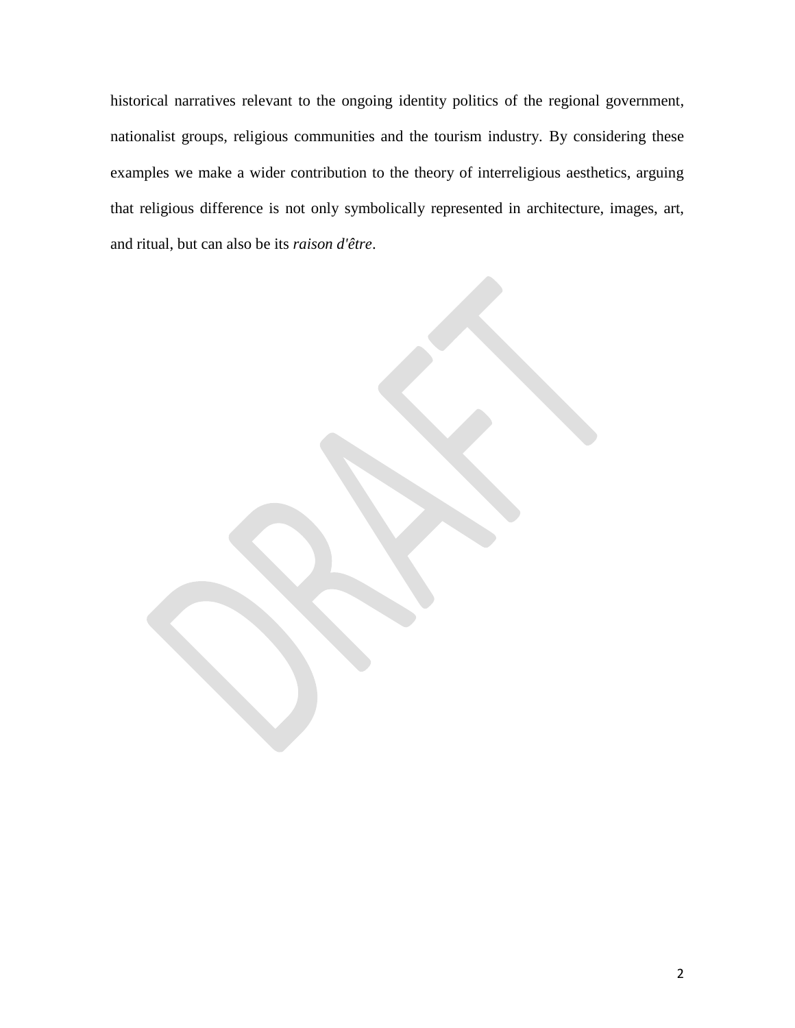historical narratives relevant to the ongoing identity politics of the regional government, nationalist groups, religious communities and the tourism industry. By considering these examples we make a wider contribution to the theory of interreligious aesthetics, arguing that religious difference is not only symbolically represented in architecture, images, art, and ritual, but can also be its *raison d'être*.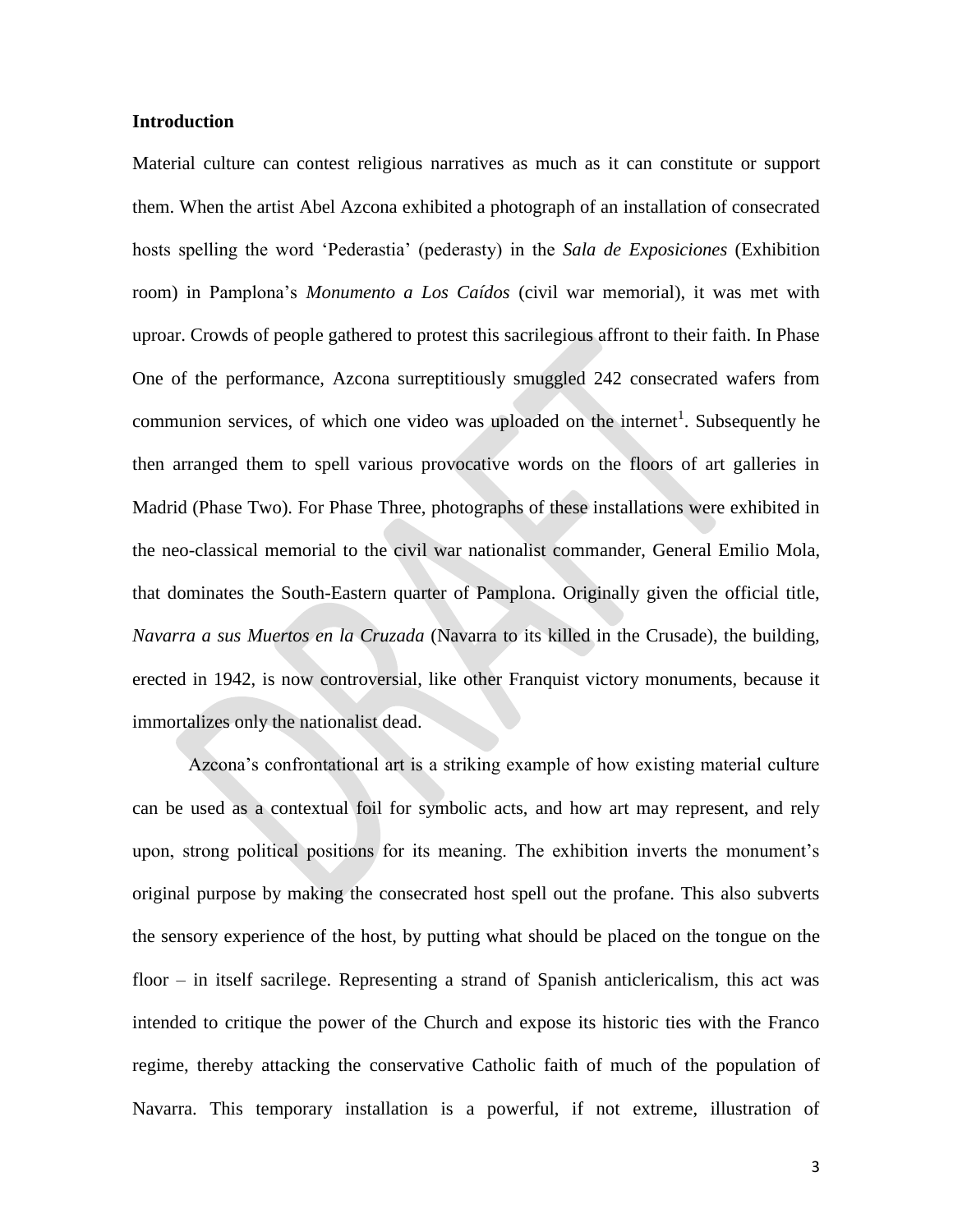## Introduction

Material culture can contest religious narratives as much as it can constitute or support them. When the artist Abel Azcona exhibited a photograph of an installation of consecrated hosts spelling the word 'Pederastia' (pederasty) in the *Sala de Exposiciones* (Exhibition room) in Pamplona's *Monumento a Los Caídos* (civil war memorial), it was met with uproar. Crowds of people gathered to protest this sacrilegious affront to their faith. In Phase One of the performance, Azcona surreptitiously smuggled 242 consecrated wafers from communion services, of which one video was uploaded on the internet[1]. Subsequently he then arranged them to spell various provocative words on the floors of art galleries in Madrid (Phase Two). For Phase Three, photographs of these installations were exhibited in the neo-classical memorial to the civil war nationalist commander, General Emilio Mola, that dominates the South-Eastern quarter of Pamplona. Originally given the official title, *Navarra a sus Muertos en la Cruzada* (Navarra to its killed in the Crusade), the building, erected in 1942, is now controversial, like other Franquist victory monuments, because it immortalizes only the nationalist dead.

Azcona's confrontational art is a striking example of how existing material culture can be used as a contextual foil for symbolic acts, and how art may represent, and rely upon, strong political positions for its meaning. The exhibition inverts the monument's original purpose by making the consecrated host spell out the profane. This also subverts the sensory experience of the host, by putting what should be placed on the tongue on the floor – in itself sacrilege. Representing a strand of Spanish anticlericalism, this act was intended to critique the power of the Church and expose its historic ties with the Franco regime, thereby attacking the conservative Catholic faith of much of the population of Navarra. This temporary installation is a powerful, if not extreme, illustration of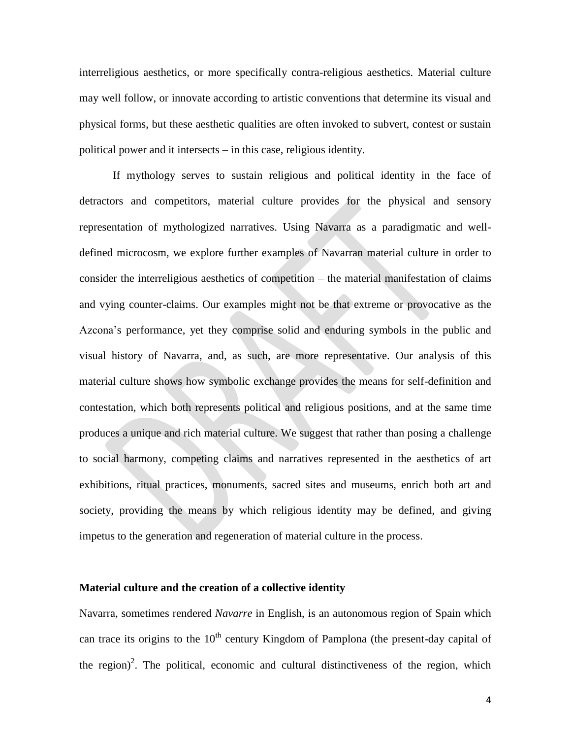interreligious aesthetics, or more specifically contra-religious aesthetics. Material culture may well follow, or innovate according to artistic conventions that determine its visual and physical forms, but these aesthetic qualities are often invoked to subvert, contest or sustain political power and it intersects – in this case, religious identity.

If mythology serves to sustain religious and political identity in the face of detractors and competitors, material culture provides for the physical and sensory representation of mythologized narratives. Using Navarra as a paradigmatic and well-defined microcosm, we explore further examples of Navarran material culture in order to consider the interreligious aesthetics of competition – the material manifestation of claims and vying counter-claims. Our examples might not be that extreme or provocative as the Azcona's performance, yet they comprise solid and enduring symbols in the public and visual history of Navarra, and, as such, are more representative. Our analysis of this material culture shows how symbolic exchange provides the means for self-definition and contestation, which both represents political and religious positions, and at the same time produces a unique and rich material culture. We suggest that rather than posing a challenge to social harmony, competing claims and narratives represented in the aesthetics of art exhibitions, ritual practices, monuments, sacred sites and museums, enrich both art and society, providing the means by which religious identity may be defined, and giving impetus to the generation and regeneration of material culture in the process.

## Material culture and the creation of a collective identity

Navarra, sometimes rendered *Navarre* in English, is an autonomous region of Spain which can trace its origins to the 10th century Kingdom of Pamplona (the present-day capital of the region)[2]. The political, economic and cultural distinctiveness of the region, which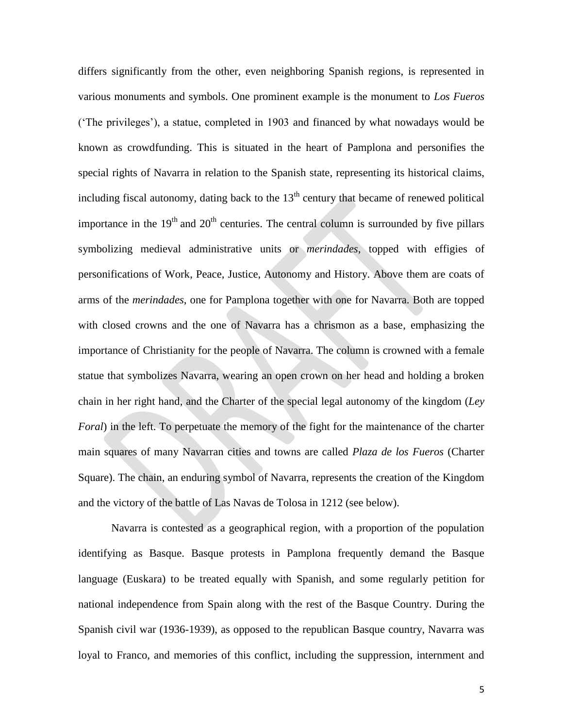differs significantly from the other, even neighboring Spanish regions, is represented in various monuments and symbols. One prominent example is the monument to *Los Fueros* ('The privileges'), a statue, completed in 1903 and financed by what nowadays would be known as crowdfunding. This is situated in the heart of Pamplona and personifies the special rights of Navarra in relation to the Spanish state, representing its historical claims, including fiscal autonomy, dating back to the 13th century that became of renewed political importance in the 19th and 20th centuries. The central column is surrounded by five pillars symbolizing medieval administrative units or *merindades*, topped with effigies of personifications of Work, Peace, Justice, Autonomy and History. Above them are coats of arms of the *merindades*, one for Pamplona together with one for Navarra. Both are topped with closed crowns and the one of Navarra has a chrismon as a base, emphasizing the importance of Christianity for the people of Navarra. The column is crowned with a female statue that symbolizes Navarra, wearing an open crown on her head and holding a broken chain in her right hand, and the Charter of the special legal autonomy of the kingdom (*Ley Foral*) in the left. To perpetuate the memory of the fight for the maintenance of the charter main squares of many Navarran cities and towns are called *Plaza de los Fueros* (Charter Square). The chain, an enduring symbol of Navarra, represents the creation of the Kingdom and the victory of the battle of Las Navas de Tolosa in 1212 (see below).

Navarra is contested as a geographical region, with a proportion of the population identifying as Basque. Basque protests in Pamplona frequently demand the Basque language (Euskara) to be treated equally with Spanish, and some regularly petition for national independence from Spain along with the rest of the Basque Country. During the Spanish civil war (1936-1939), as opposed to the republican Basque country, Navarra was loyal to Franco, and memories of this conflict, including the suppression, internment and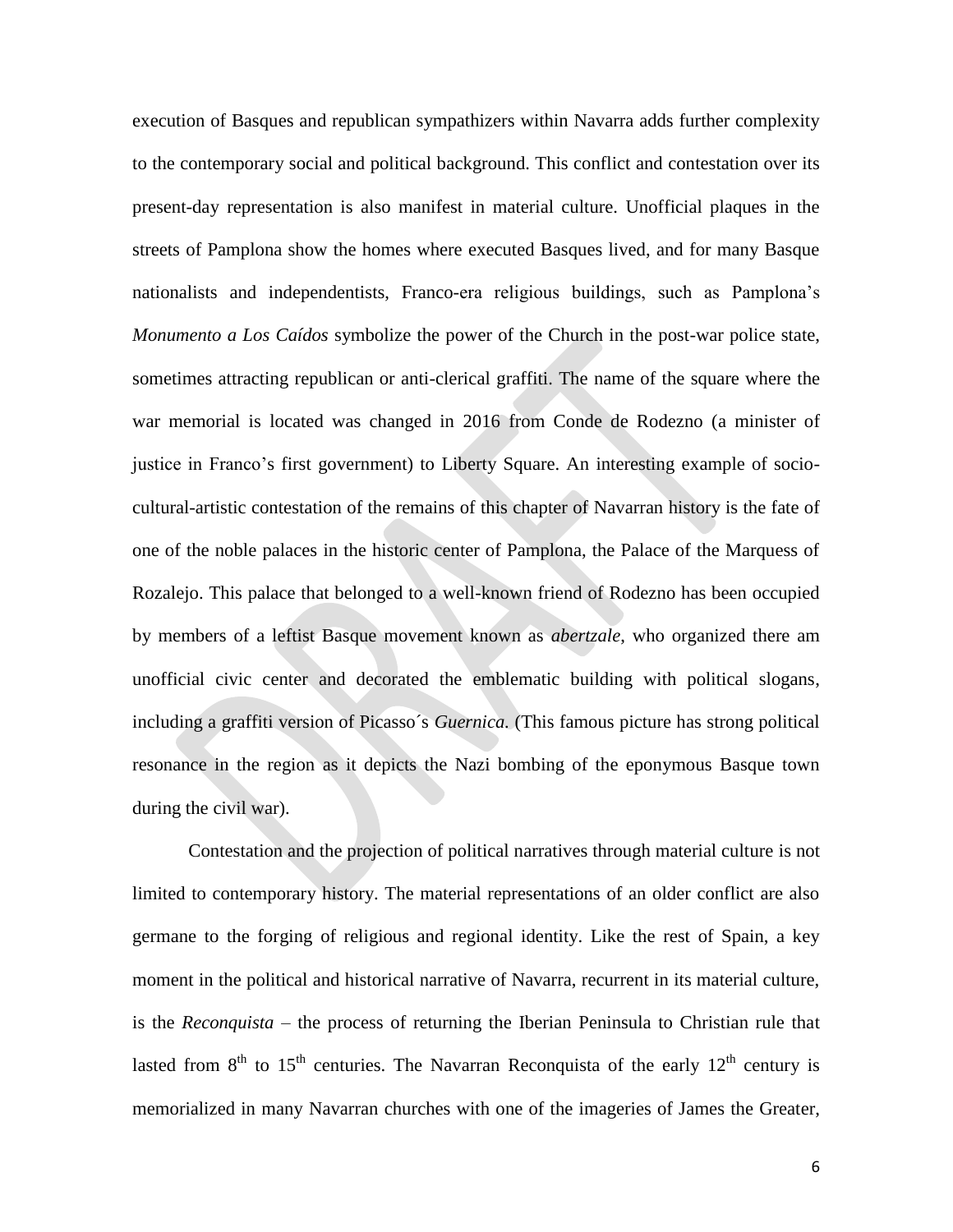execution of Basques and republican sympathizers within Navarra adds further complexity to the contemporary social and political background. This conflict and contestation over its present-day representation is also manifest in material culture. Unofficial plaques in the streets of Pamplona show the homes where executed Basques lived, and for many Basque nationalists and independentists, Franco-era religious buildings, such as Pamplona's *Monumento a Los Caídos* symbolize the power of the Church in the post-war police state, sometimes attracting republican or anti-clerical graffiti. The name of the square where the war memorial is located was changed in 2016 from Conde de Rodezno (a minister of justice in Franco's first government) to Liberty Square. An interesting example of socio-cultural-artistic contestation of the remains of this chapter of Navarran history is the fate of one of the noble palaces in the historic center of Pamplona, the Palace of the Marquess of Rozalejo. This palace that belonged to a well-known friend of Rodezno has been occupied by members of a leftist Basque movement known as *abertzale*, who organized there am unofficial civic center and decorated the emblematic building with political slogans, including a graffiti version of Picasso´s *Guernica.* (This famous picture has strong political resonance in the region as it depicts the Nazi bombing of the eponymous Basque town during the civil war).

Contestation and the projection of political narratives through material culture is not limited to contemporary history. The material representations of an older conflict are also germane to the forging of religious and regional identity. Like the rest of Spain, a key moment in the political and historical narrative of Navarra, recurrent in its material culture, is the *Reconquista* – the process of returning the Iberian Peninsula to Christian rule that lasted from 8$^{th}$ to 15$^{th}$ centuries. The Navarran Reconquista of the early 12$^{th}$ century is memorialized in many Navarran churches with one of the imageries of James the Greater,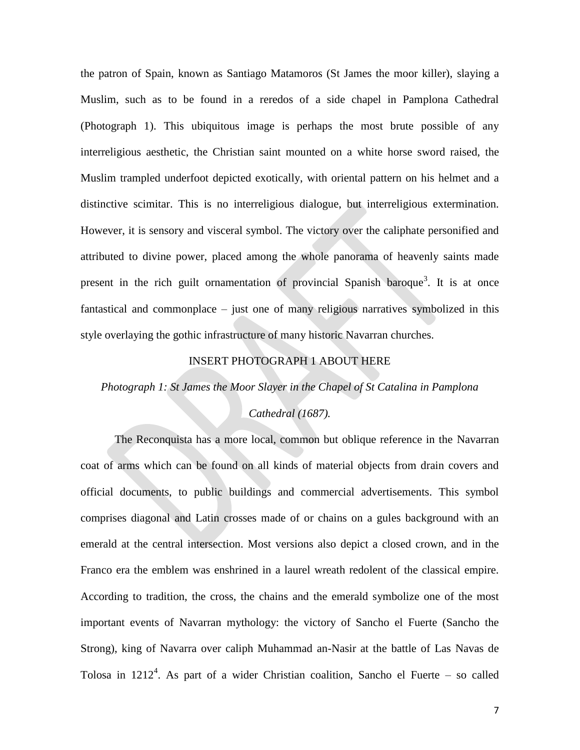the patron of Spain, known as Santiago Matamoros (St James the moor killer), slaying a Muslim, such as to be found in a reredos of a side chapel in Pamplona Cathedral (Photograph 1). This ubiquitous image is perhaps the most brute possible of any interreligious aesthetic, the Christian saint mounted on a white horse sword raised, the Muslim trampled underfoot depicted exotically, with oriental pattern on his helmet and a distinctive scimitar. This is no interreligious dialogue, but interreligious extermination. However, it is sensory and visceral symbol. The victory over the caliphate personified and attributed to divine power, placed among the whole panorama of heavenly saints made present in the rich guilt ornamentation of provincial Spanish baroque[3]. It is at once fantastical and commonplace – just one of many religious narratives symbolized in this style overlaying the gothic infrastructure of many historic Navarran churches.

INSERT PHOTOGRAPH 1 ABOUT HERE

*Photograph 1: St James the Moor Slayer in the Chapel of St Catalina in Pamplona Cathedral (1687).*

The Reconquista has a more local, common but oblique reference in the Navarran coat of arms which can be found on all kinds of material objects from drain covers and official documents, to public buildings and commercial advertisements. This symbol comprises diagonal and Latin crosses made of or chains on a gules background with an emerald at the central intersection. Most versions also depict a closed crown, and in the Franco era the emblem was enshrined in a laurel wreath redolent of the classical empire. According to tradition, the cross, the chains and the emerald symbolize one of the most important events of Navarran mythology: the victory of Sancho el Fuerte (Sancho the Strong), king of Navarra over caliph Muhammad an-Nasir at the battle of Las Navas de Tolosa in 1212[4]. As part of a wider Christian coalition, Sancho el Fuerte – so called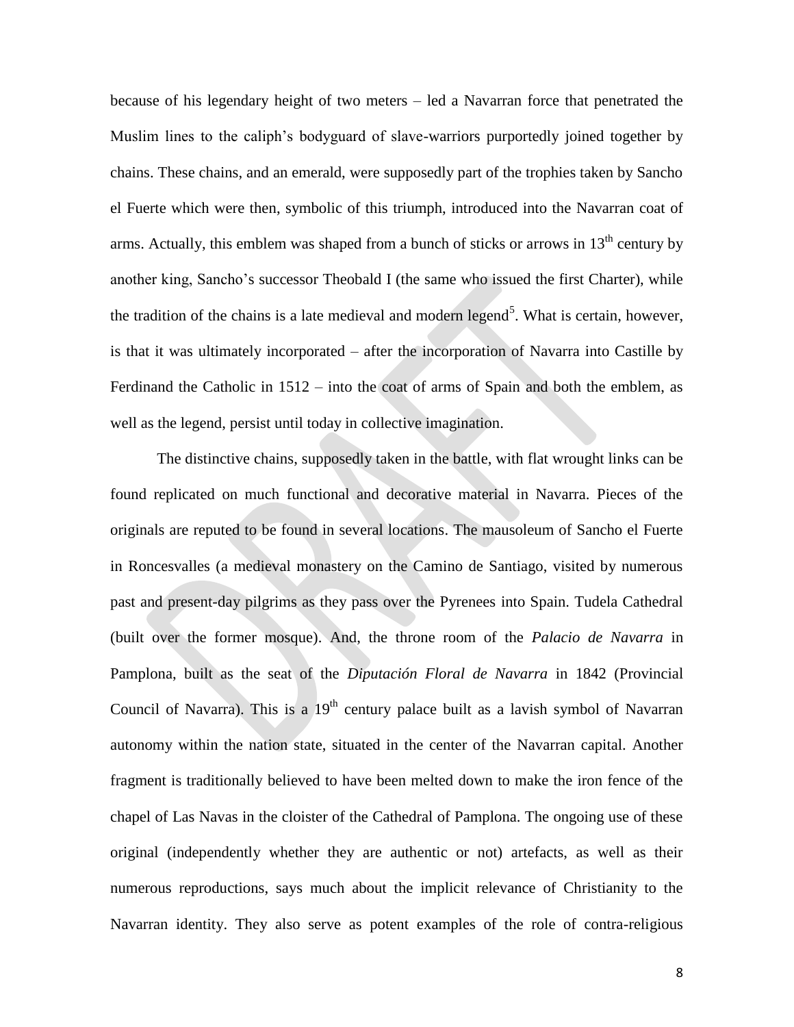because of his legendary height of two meters – led a Navarran force that penetrated the Muslim lines to the caliph's bodyguard of slave-warriors purportedly joined together by chains. These chains, and an emerald, were supposedly part of the trophies taken by Sancho el Fuerte which were then, symbolic of this triumph, introduced into the Navarran coat of arms. Actually, this emblem was shaped from a bunch of sticks or arrows in 13th century by another king, Sancho's successor Theobald I (the same who issued the first Charter), while the tradition of the chains is a late medieval and modern legend[5]. What is certain, however, is that it was ultimately incorporated – after the incorporation of Navarra into Castille by Ferdinand the Catholic in 1512 – into the coat of arms of Spain and both the emblem, as well as the legend, persist until today in collective imagination.

The distinctive chains, supposedly taken in the battle, with flat wrought links can be found replicated on much functional and decorative material in Navarra. Pieces of the originals are reputed to be found in several locations. The mausoleum of Sancho el Fuerte in Roncesvalles (a medieval monastery on the Camino de Santiago, visited by numerous past and present-day pilgrims as they pass over the Pyrenees into Spain. Tudela Cathedral (built over the former mosque). And, the throne room of the *Palacio de Navarra* in Pamplona, built as the seat of the *Diputación Floral de Navarra* in 1842 (Provincial Council of Navarra). This is a 19th century palace built as a lavish symbol of Navarran autonomy within the nation state, situated in the center of the Navarran capital. Another fragment is traditionally believed to have been melted down to make the iron fence of the chapel of Las Navas in the cloister of the Cathedral of Pamplona. The ongoing use of these original (independently whether they are authentic or not) artefacts, as well as their numerous reproductions, says much about the implicit relevance of Christianity to the Navarran identity. They also serve as potent examples of the role of contra-religious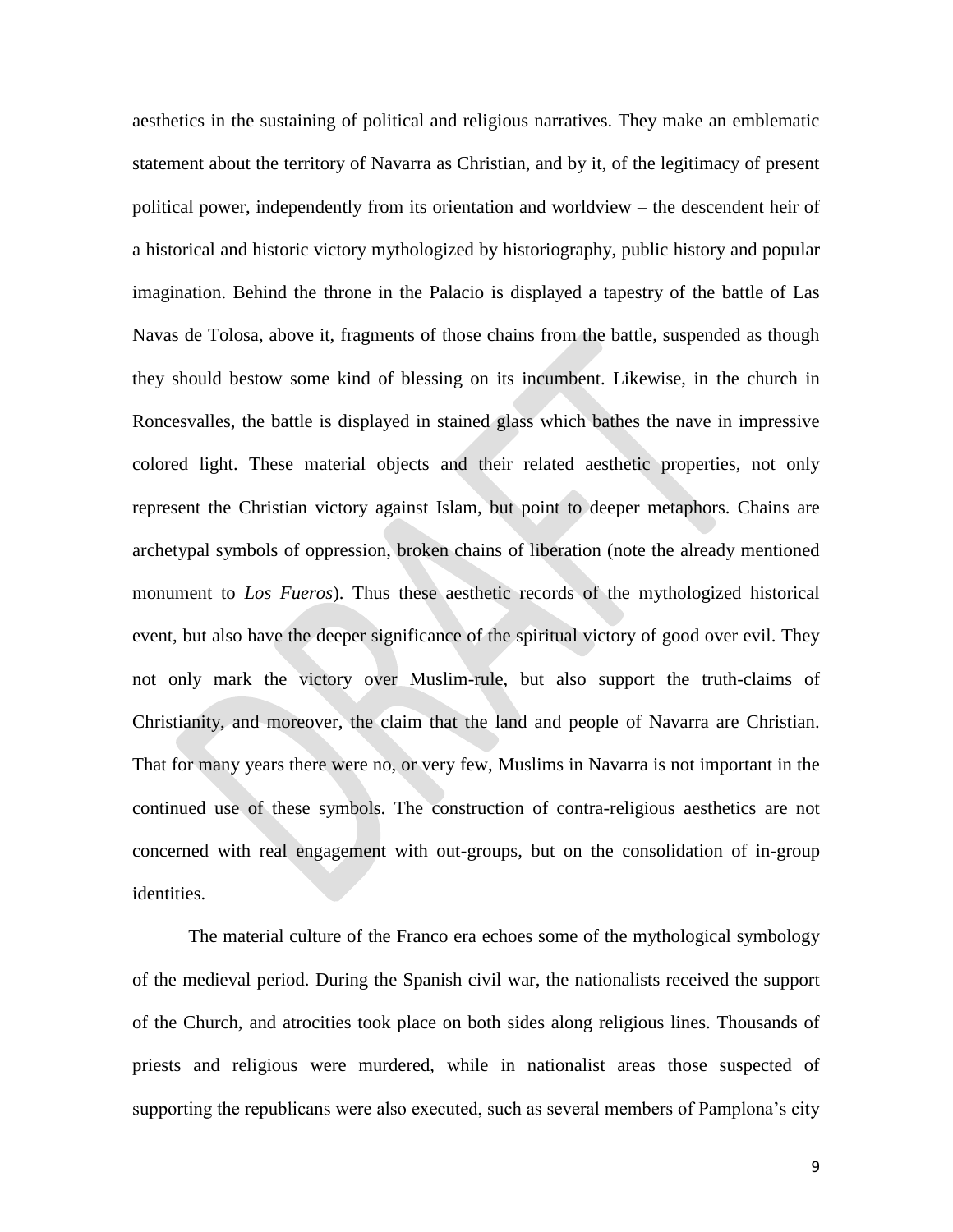aesthetics in the sustaining of political and religious narratives. They make an emblematic statement about the territory of Navarra as Christian, and by it, of the legitimacy of present political power, independently from its orientation and worldview – the descendent heir of a historical and historic victory mythologized by historiography, public history and popular imagination. Behind the throne in the Palacio is displayed a tapestry of the battle of Las Navas de Tolosa, above it, fragments of those chains from the battle, suspended as though they should bestow some kind of blessing on its incumbent. Likewise, in the church in Roncesvalles, the battle is displayed in stained glass which bathes the nave in impressive colored light. These material objects and their related aesthetic properties, not only represent the Christian victory against Islam, but point to deeper metaphors. Chains are archetypal symbols of oppression, broken chains of liberation (note the already mentioned monument to *Los Fueros*). Thus these aesthetic records of the mythologized historical event, but also have the deeper significance of the spiritual victory of good over evil. They not only mark the victory over Muslim-rule, but also support the truth-claims of Christianity, and moreover, the claim that the land and people of Navarra are Christian. That for many years there were no, or very few, Muslims in Navarra is not important in the continued use of these symbols. The construction of contra-religious aesthetics are not concerned with real engagement with out-groups, but on the consolidation of in-group identities.

The material culture of the Franco era echoes some of the mythological symbology of the medieval period. During the Spanish civil war, the nationalists received the support of the Church, and atrocities took place on both sides along religious lines. Thousands of priests and religious were murdered, while in nationalist areas those suspected of supporting the republicans were also executed, such as several members of Pamplona's city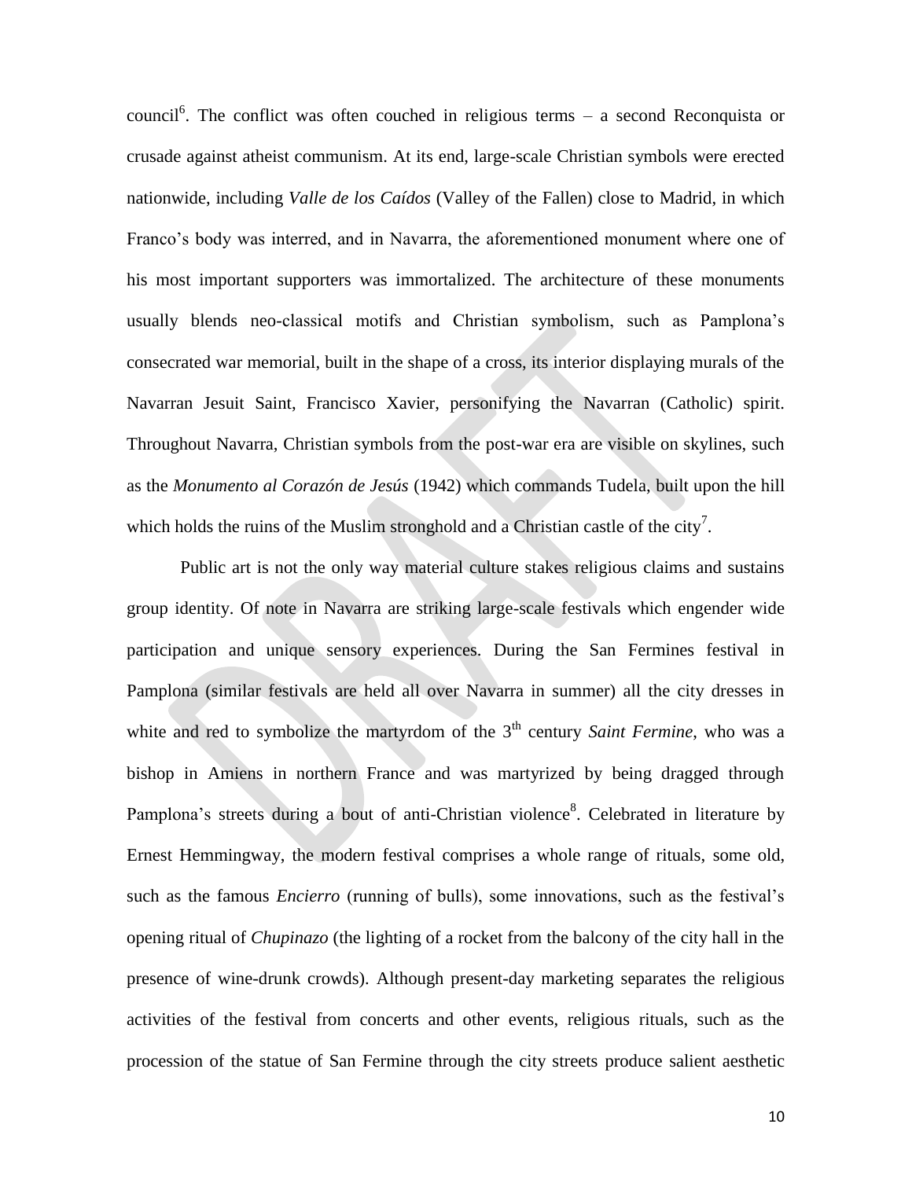council[6]. The conflict was often couched in religious terms – a second Reconquista or crusade against atheist communism. At its end, large-scale Christian symbols were erected nationwide, including *Valle de los Caídos* (Valley of the Fallen) close to Madrid, in which Franco's body was interred, and in Navarra, the aforementioned monument where one of his most important supporters was immortalized. The architecture of these monuments usually blends neo-classical motifs and Christian symbolism, such as Pamplona's consecrated war memorial, built in the shape of a cross, its interior displaying murals of the Navarran Jesuit Saint, Francisco Xavier, personifying the Navarran (Catholic) spirit. Throughout Navarra, Christian symbols from the post-war era are visible on skylines, such as the *Monumento al Corazón de Jesús* (1942) which commands Tudela, built upon the hill which holds the ruins of the Muslim stronghold and a Christian castle of the city[7].

Public art is not the only way material culture stakes religious claims and sustains group identity. Of note in Navarra are striking large-scale festivals which engender wide participation and unique sensory experiences. During the San Fermines festival in Pamplona (similar festivals are held all over Navarra in summer) all the city dresses in white and red to symbolize the martyrdom of the 3th century *Saint Fermine*, who was a bishop in Amiens in northern France and was martyrized by being dragged through Pamplona's streets during a bout of anti-Christian violence[8]. Celebrated in literature by Ernest Hemmingway, the modern festival comprises a whole range of rituals, some old, such as the famous *Encierro* (running of bulls), some innovations, such as the festival's opening ritual of *Chupinazo* (the lighting of a rocket from the balcony of the city hall in the presence of wine-drunk crowds). Although present-day marketing separates the religious activities of the festival from concerts and other events, religious rituals, such as the procession of the statue of San Fermine through the city streets produce salient aesthetic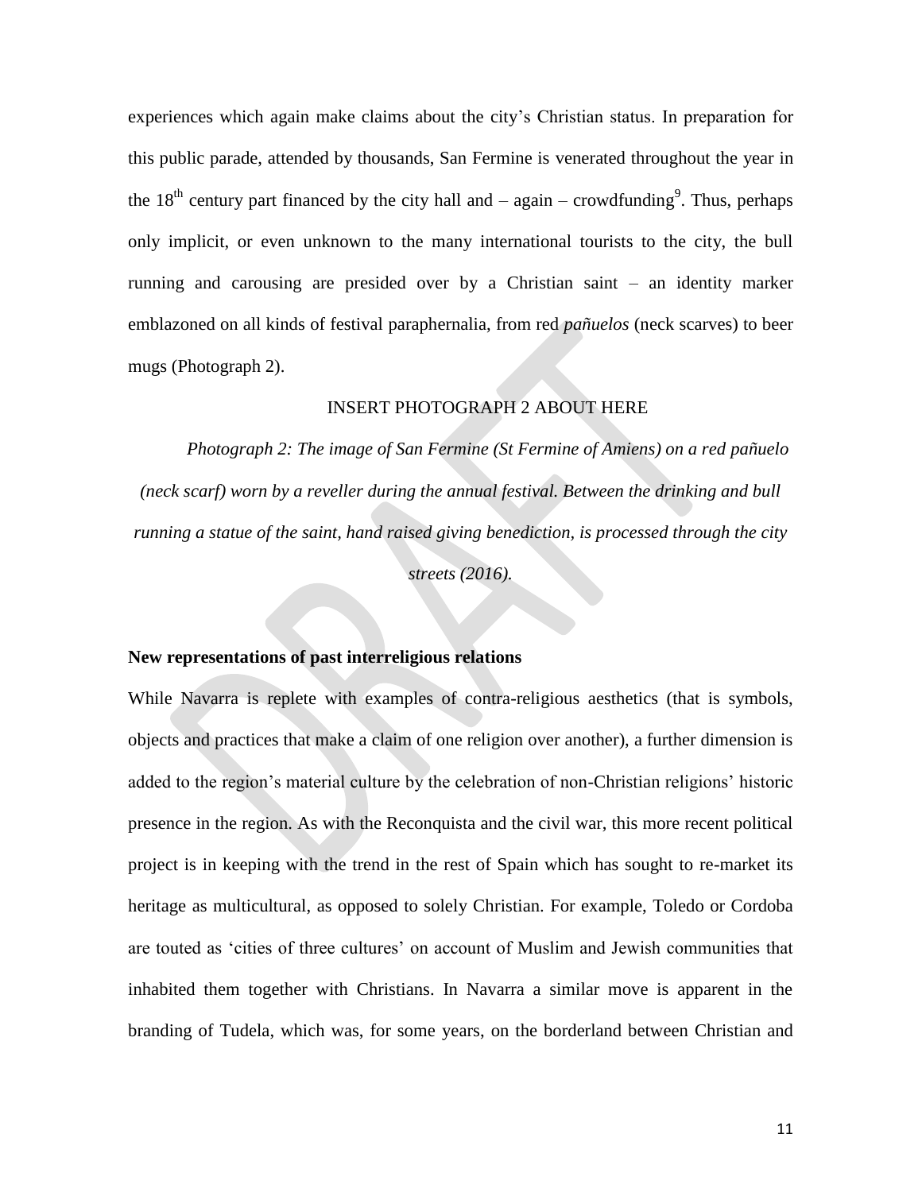experiences which again make claims about the city's Christian status. In preparation for this public parade, attended by thousands, San Fermine is venerated throughout the year in the 18th century part financed by the city hall and – again – crowdfunding[9]. Thus, perhaps only implicit, or even unknown to the many international tourists to the city, the bull running and carousing are presided over by a Christian saint – an identity marker emblazoned on all kinds of festival paraphernalia, from red *pañuelos* (neck scarves) to beer mugs (Photograph 2).

INSERT PHOTOGRAPH 2 ABOUT HERE

*Photograph 2: The image of San Fermine (St Fermine of Amiens) on a red pañuelo (neck scarf) worn by a reveller during the annual festival. Between the drinking and bull running a statue of the saint, hand raised giving benediction, is processed through the city streets (2016).*

**New representations of past interreligious relations**

While Navarra is replete with examples of contra-religious aesthetics (that is symbols, objects and practices that make a claim of one religion over another), a further dimension is added to the region's material culture by the celebration of non-Christian religions' historic presence in the region. As with the Reconquista and the civil war, this more recent political project is in keeping with the trend in the rest of Spain which has sought to re-market its heritage as multicultural, as opposed to solely Christian. For example, Toledo or Cordoba are touted as 'cities of three cultures' on account of Muslim and Jewish communities that inhabited them together with Christians. In Navarra a similar move is apparent in the branding of Tudela, which was, for some years, on the borderland between Christian and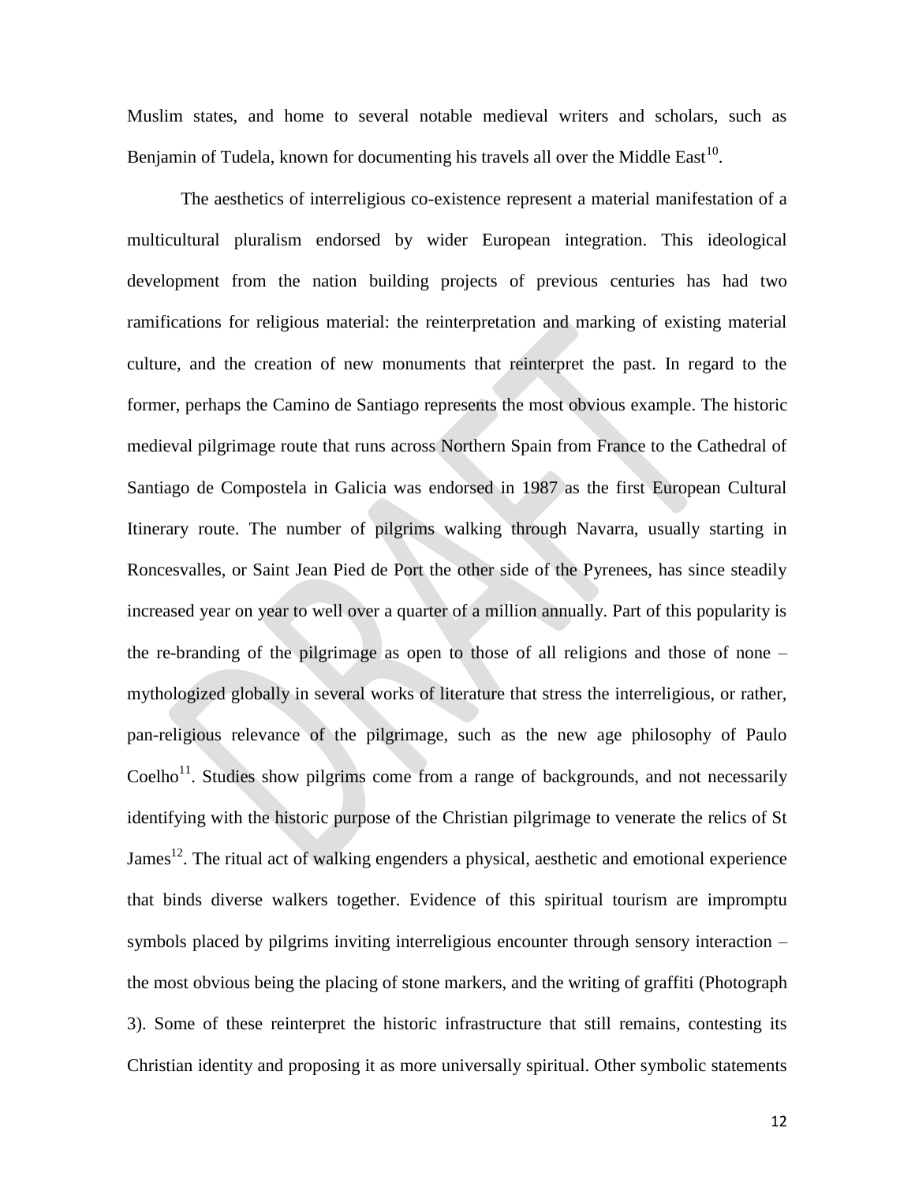Muslim states, and home to several notable medieval writers and scholars, such as Benjamin of Tudela, known for documenting his travels all over the Middle East[10].

The aesthetics of interreligious co-existence represent a material manifestation of a multicultural pluralism endorsed by wider European integration. This ideological development from the nation building projects of previous centuries has had two ramifications for religious material: the reinterpretation and marking of existing material culture, and the creation of new monuments that reinterpret the past. In regard to the former, perhaps the Camino de Santiago represents the most obvious example. The historic medieval pilgrimage route that runs across Northern Spain from France to the Cathedral of Santiago de Compostela in Galicia was endorsed in 1987 as the first European Cultural Itinerary route. The number of pilgrims walking through Navarra, usually starting in Roncesvalles, or Saint Jean Pied de Port the other side of the Pyrenees, has since steadily increased year on year to well over a quarter of a million annually. Part of this popularity is the re-branding of the pilgrimage as open to those of all religions and those of none – mythologized globally in several works of literature that stress the interreligious, or rather, pan-religious relevance of the pilgrimage, such as the new age philosophy of Paulo Coelho[11]. Studies show pilgrims come from a range of backgrounds, and not necessarily identifying with the historic purpose of the Christian pilgrimage to venerate the relics of St James[12]. The ritual act of walking engenders a physical, aesthetic and emotional experience that binds diverse walkers together. Evidence of this spiritual tourism are impromptu symbols placed by pilgrims inviting interreligious encounter through sensory interaction – the most obvious being the placing of stone markers, and the writing of graffiti (Photograph 3). Some of these reinterpret the historic infrastructure that still remains, contesting its Christian identity and proposing it as more universally spiritual. Other symbolic statements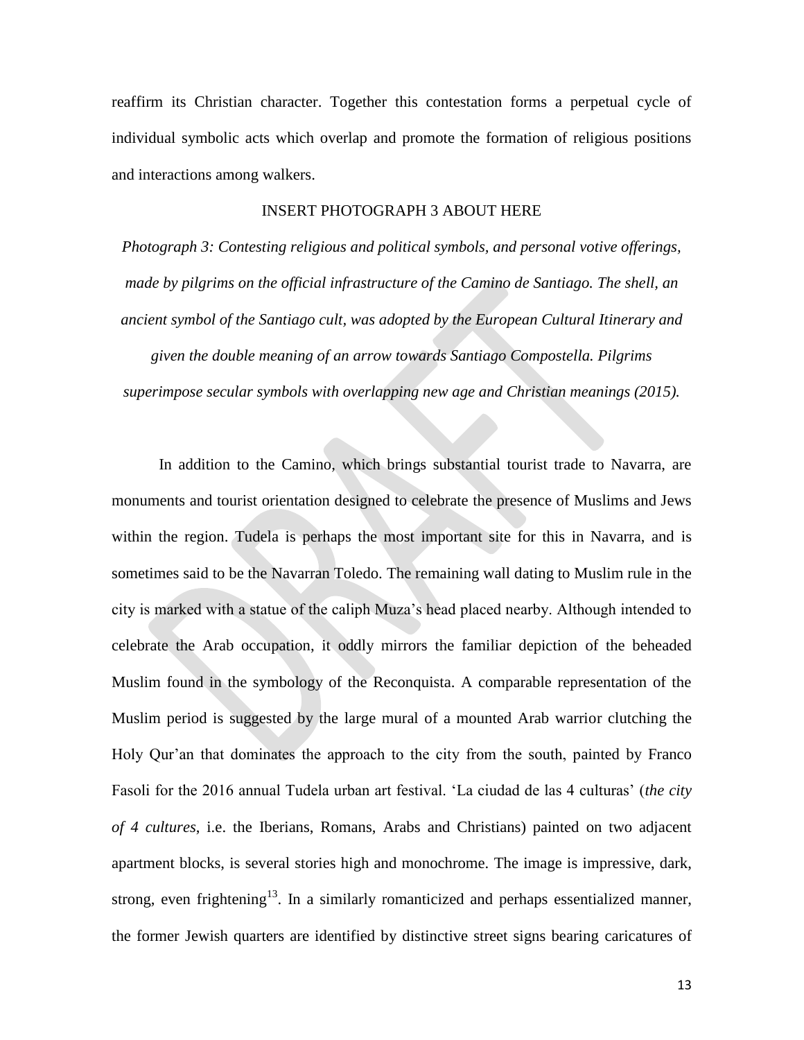reaffirm its Christian character. Together this contestation forms a perpetual cycle of individual symbolic acts which overlap and promote the formation of religious positions and interactions among walkers.

INSERT PHOTOGRAPH 3 ABOUT HERE

*Photograph 3: Contesting religious and political symbols, and personal votive offerings, made by pilgrims on the official infrastructure of the Camino de Santiago. The shell, an ancient symbol of the Santiago cult, was adopted by the European Cultural Itinerary and given the double meaning of an arrow towards Santiago Compostella. Pilgrims superimpose secular symbols with overlapping new age and Christian meanings (2015).*

In addition to the Camino, which brings substantial tourist trade to Navarra, are monuments and tourist orientation designed to celebrate the presence of Muslims and Jews within the region. Tudela is perhaps the most important site for this in Navarra, and is sometimes said to be the Navarran Toledo. The remaining wall dating to Muslim rule in the city is marked with a statue of the caliph Muza's head placed nearby. Although intended to celebrate the Arab occupation, it oddly mirrors the familiar depiction of the beheaded Muslim found in the symbology of the Reconquista. A comparable representation of the Muslim period is suggested by the large mural of a mounted Arab warrior clutching the Holy Qur'an that dominates the approach to the city from the south, painted by Franco Fasoli for the 2016 annual Tudela urban art festival. 'La ciudad de las 4 culturas' (*the city of 4 cultures*, i.e. the Iberians, Romans, Arabs and Christians) painted on two adjacent apartment blocks, is several stories high and monochrome. The image is impressive, dark, strong, even frightening[13]. In a similarly romanticized and perhaps essentialized manner, the former Jewish quarters are identified by distinctive street signs bearing caricatures of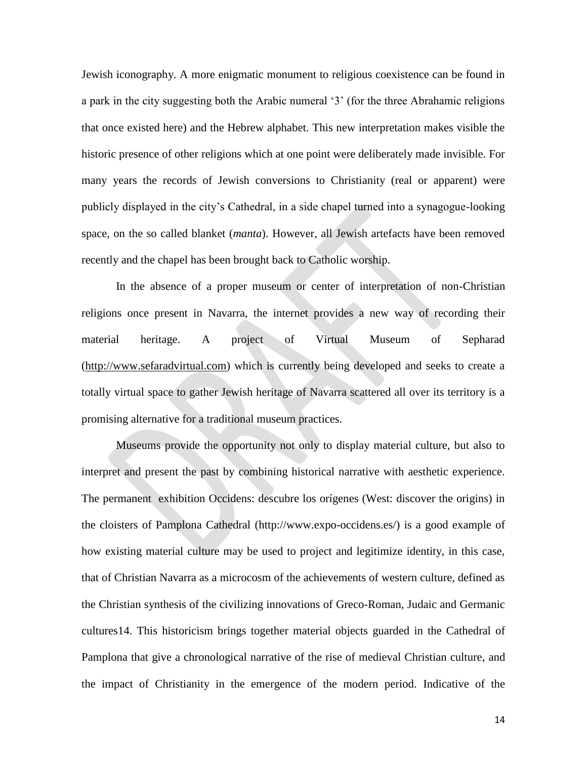Jewish iconography. A more enigmatic monument to religious coexistence can be found in a park in the city suggesting both the Arabic numeral '3' (for the three Abrahamic religions that once existed here) and the Hebrew alphabet. This new interpretation makes visible the historic presence of other religions which at one point were deliberately made invisible. For many years the records of Jewish conversions to Christianity (real or apparent) were publicly displayed in the city's Cathedral, in a side chapel turned into a synagogue-looking space, on the so called blanket (*manta*). However, all Jewish artefacts have been removed recently and the chapel has been brought back to Catholic worship.

In the absence of a proper museum or center of interpretation of non-Christian religions once present in Navarra, the internet provides a new way of recording their material heritage. A project of Virtual Museum of Sepharad (http://www.sefaradvirtual.com) which is currently being developed and seeks to create a totally virtual space to gather Jewish heritage of Navarra scattered all over its territory is a promising alternative for a traditional museum practices.

Museums provide the opportunity not only to display material culture, but also to interpret and present the past by combining historical narrative with aesthetic experience. The permanent exhibition Occidens: descubre los orígenes (West: discover the origins) in the cloisters of Pamplona Cathedral (http://www.expo-occidens.es/) is a good example of how existing material culture may be used to project and legitimize identity, in this case, that of Christian Navarra as a microcosm of the achievements of western culture, defined as the Christian synthesis of the civilizing innovations of Greco-Roman, Judaic and Germanic cultures[14]. This historicism brings together material objects guarded in the Cathedral of Pamplona that give a chronological narrative of the rise of medieval Christian culture, and the impact of Christianity in the emergence of the modern period. Indicative of the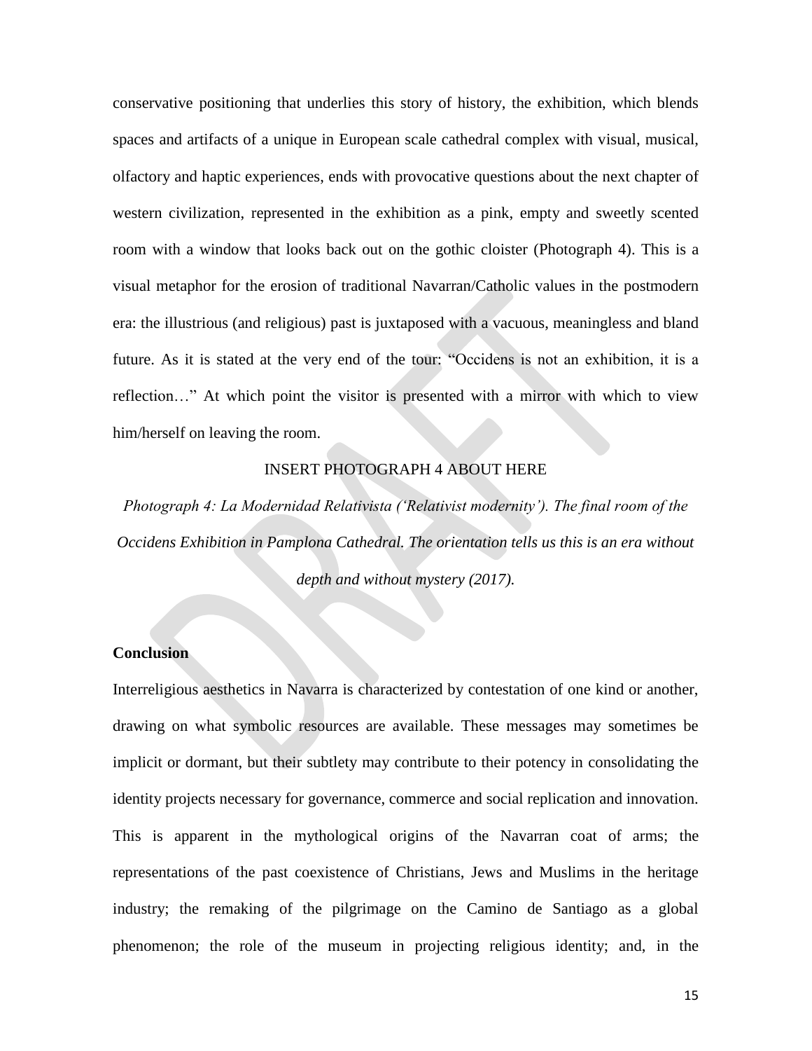conservative positioning that underlies this story of history, the exhibition, which blends spaces and artifacts of a unique in European scale cathedral complex with visual, musical, olfactory and haptic experiences, ends with provocative questions about the next chapter of western civilization, represented in the exhibition as a pink, empty and sweetly scented room with a window that looks back out on the gothic cloister (Photograph 4). This is a visual metaphor for the erosion of traditional Navarran/Catholic values in the postmodern era: the illustrious (and religious) past is juxtaposed with a vacuous, meaningless and bland future. As it is stated at the very end of the tour: "Occidens is not an exhibition, it is a reflection…" At which point the visitor is presented with a mirror with which to view him/herself on leaving the room.

INSERT PHOTOGRAPH 4 ABOUT HERE

*Photograph 4: La Modernidad Relativista ('Relativist modernity'). The final room of the Occidens Exhibition in Pamplona Cathedral. The orientation tells us this is an era without depth and without mystery (2017).*

**Conclusion**

Interreligious aesthetics in Navarra is characterized by contestation of one kind or another, drawing on what symbolic resources are available. These messages may sometimes be implicit or dormant, but their subtlety may contribute to their potency in consolidating the identity projects necessary for governance, commerce and social replication and innovation. This is apparent in the mythological origins of the Navarran coat of arms; the representations of the past coexistence of Christians, Jews and Muslims in the heritage industry; the remaking of the pilgrimage on the Camino de Santiago as a global phenomenon; the role of the museum in projecting religious identity; and, in the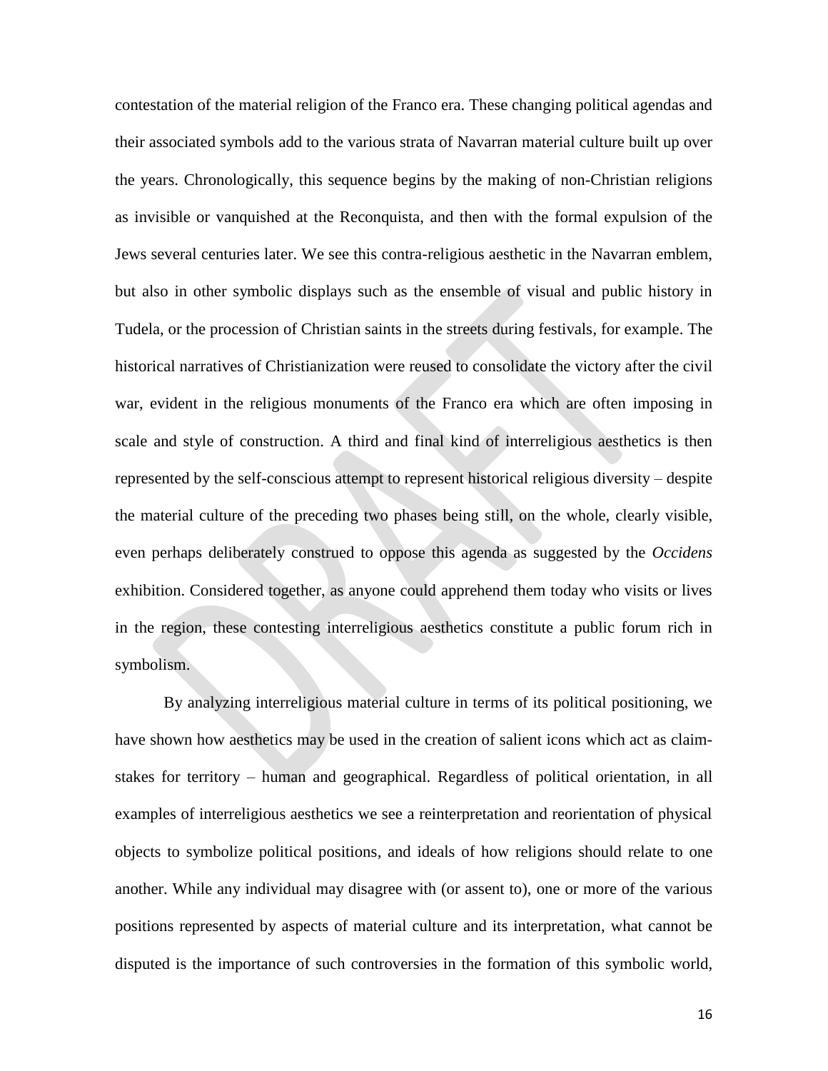contestation of the material religion of the Franco era. These changing political agendas and their associated symbols add to the various strata of Navarran material culture built up over the years. Chronologically, this sequence begins by the making of non-Christian religions as invisible or vanquished at the Reconquista, and then with the formal expulsion of the Jews several centuries later. We see this contra-religious aesthetic in the Navarran emblem, but also in other symbolic displays such as the ensemble of visual and public history in Tudela, or the procession of Christian saints in the streets during festivals, for example. The historical narratives of Christianization were reused to consolidate the victory after the civil war, evident in the religious monuments of the Franco era which are often imposing in scale and style of construction. A third and final kind of interreligious aesthetics is then represented by the self-conscious attempt to represent historical religious diversity – despite the material culture of the preceding two phases being still, on the whole, clearly visible, even perhaps deliberately construed to oppose this agenda as suggested by the *Occidens* exhibition. Considered together, as anyone could apprehend them today who visits or lives in the region, these contesting interreligious aesthetics constitute a public forum rich in symbolism.

By analyzing interreligious material culture in terms of its political positioning, we have shown how aesthetics may be used in the creation of salient icons which act as claim-stakes for territory – human and geographical. Regardless of political orientation, in all examples of interreligious aesthetics we see a reinterpretation and reorientation of physical objects to symbolize political positions, and ideals of how religions should relate to one another. While any individual may disagree with (or assent to), one or more of the various positions represented by aspects of material culture and its interpretation, what cannot be disputed is the importance of such controversies in the formation of this symbolic world,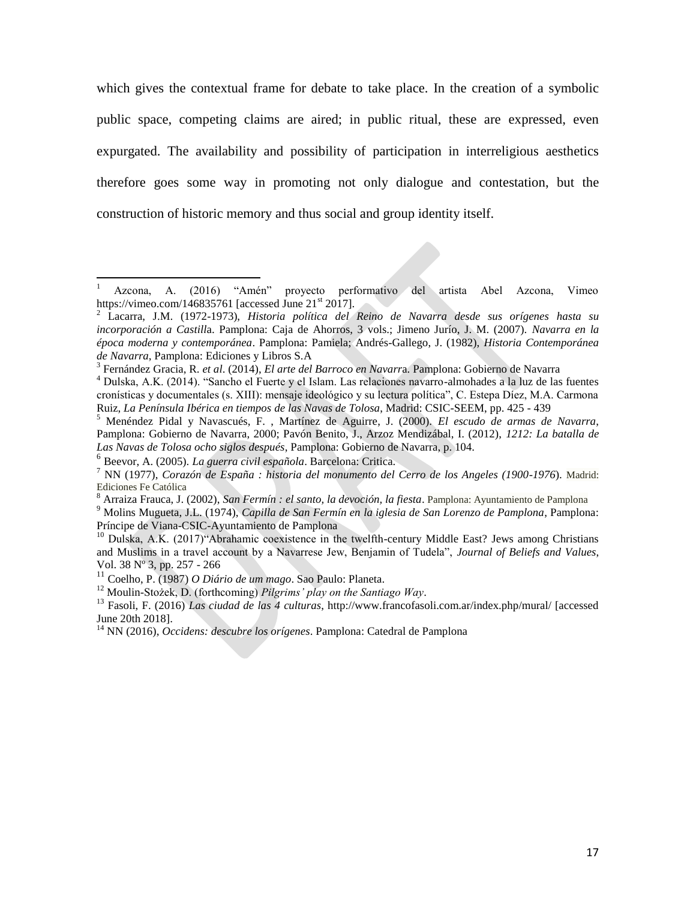which gives the contextual frame for debate to take place. In the creation of a symbolic public space, competing claims are aired; in public ritual, these are expressed, even expurgated. The availability and possibility of participation in interreligious aesthetics therefore goes some way in promoting not only dialogue and contestation, but the construction of historic memory and thus social and group identity itself.

---

[1] Azcona, A. (2016) "Amén" proyecto performativo del artista Abel Azcona, Vimeo https://vimeo.com/146835761 [accessed June 21st 2017].

[2] Lacarra, J.M. (1972-1973), *Historia política del Reino de Navarra desde sus orígenes hasta su incorporación a Castilla*. Pamplona: Caja de Ahorros, 3 vols.; Jimeno Jurío, J. M. (2007). *Navarra en la época moderna y contemporánea*. Pamplona: Pamiela; Andrés-Gallego, J. (1982), *Historia Contemporánea de Navarra*, Pamplona: Ediciones y Libros S.A

[3] Fernández Gracia, R. *et al*. (2014), *El arte del Barroco en Navarra*. Pamplona: Gobierno de Navarra

[4] Dulska, A.K. (2014). "Sancho el Fuerte y el Islam. Las relaciones navarro-almohades a la luz de las fuentes cronísticas y documentales (s. XIII): mensaje ideológico y su lectura política", C. Estepa Díez, M.A. Carmona Ruiz, *La Península Ibérica en tiempos de las Navas de Tolosa*, Madrid: CSIC-SEEM, pp. 425 - 439

[5] Menéndez Pidal y Navascués, F. , Martínez de Aguirre, J. (2000). *El escudo de armas de Navarra*, Pamplona: Gobierno de Navarra, 2000; Pavón Benito, J., Arzoz Mendizábal, I. (2012), *1212: La batalla de Las Navas de Tolosa ocho siglos después*, Pamplona: Gobierno de Navarra, p. 104.

[6] Beevor, A. (2005). *La guerra civil española*. Barcelona: Critica.

[7] NN (1977), *Corazón de España : historia del monumento del Cerro de los Angeles (1900-1976*). Madrid: Ediciones Fe Católica

[8] Arraiza Frauca, J. (2002), *San Fermín : el santo, la devoción, la fiesta*. Pamplona: Ayuntamiento de Pamplona

[9] Molins Mugueta, J.L. (1974), *Capilla de San Fermín en la iglesia de San Lorenzo de Pamplona*, Pamplona: Príncipe de Viana-CSIC-Ayuntamiento de Pamplona

[10] Dulska, A.K. (2017)"Abrahamic coexistence in the twelfth-century Middle East? Jews among Christians and Muslims in a travel account by a Navarrese Jew, Benjamin of Tudela", *Journal of Beliefs and Values*, Vol. 38 Nº 3, pp. 257 - 266

[11] Coelho, P. (1987) *O Diário de um mago*. Sao Paulo: Planeta.

[12] Moulin-Stożek, D. (forthcoming) *Pilgrims' play on the Santiago Way*.

[13] Fasoli, F. (2016) *Las ciudad de las 4 culturas*, http://www.francofasoli.com.ar/index.php/mural/ [accessed June 20th 2018].

[14] NN (2016), *Occidens: descubre los orígenes*. Pamplona: Catedral de Pamplona